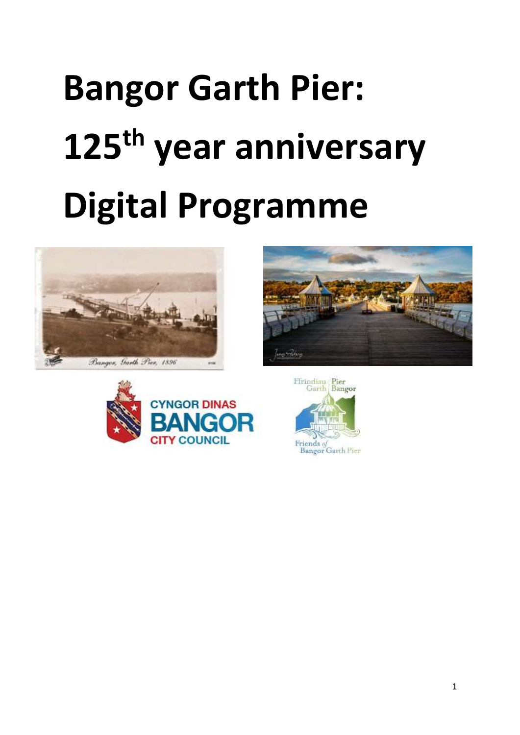# Bangor Garth Pier: 125th year anniversary Digital Programme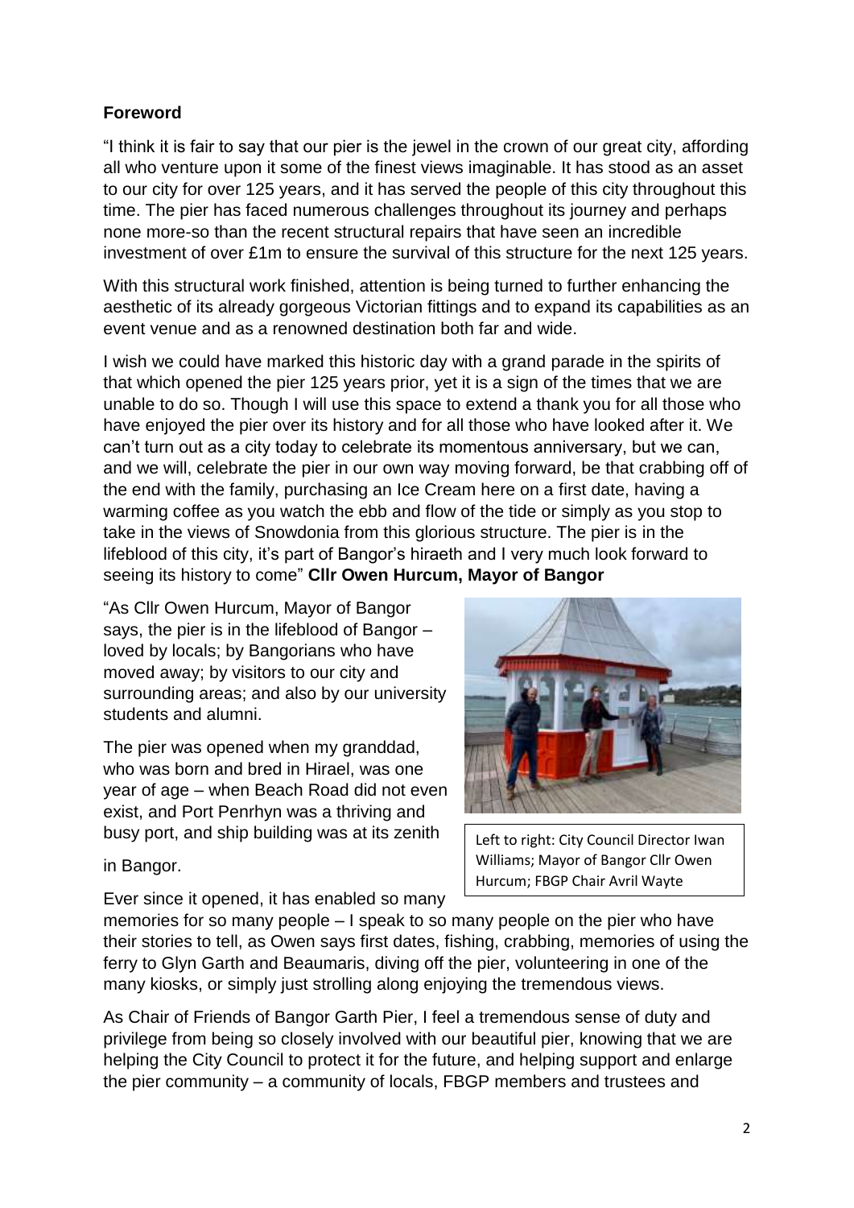**Foreword**

"I think it is fair to say that our pier is the jewel in the crown of our great city, affording all who venture upon it some of the finest views imaginable. It has stood as an asset to our city for over 125 years, and it has served the people of this city throughout this time. The pier has faced numerous challenges throughout its journey and perhaps none more-so than the recent structural repairs that have seen an incredible investment of over £1m to ensure the survival of this structure for the next 125 years.

With this structural work finished, attention is being turned to further enhancing the aesthetic of its already gorgeous Victorian fittings and to expand its capabilities as an event venue and as a renowned destination both far and wide.

I wish we could have marked this historic day with a grand parade in the spirits of that which opened the pier 125 years prior, yet it is a sign of the times that we are unable to do so. Though I will use this space to extend a thank you for all those who have enjoyed the pier over its history and for all those who have looked after it. We can't turn out as a city today to celebrate its momentous anniversary, but we can, and we will, celebrate the pier in our own way moving forward, be that crabbing off of the end with the family, purchasing an Ice Cream here on a first date, having a warming coffee as you watch the ebb and flow of the tide or simply as you stop to take in the views of Snowdonia from this glorious structure. The pier is in the lifeblood of this city, it's part of Bangor's hiraeth and I very much look forward to seeing its history to come" **Cllr Owen Hurcum, Mayor of Bangor**

"As Cllr Owen Hurcum, Mayor of Bangor says, the pier is in the lifeblood of Bangor – loved by locals; by Bangorians who have moved away; by visitors to our city and surrounding areas; and also by our university students and alumni.

The pier was opened when my granddad, who was born and bred in Hirael, was one year of age – when Beach Road did not even exist, and Port Penrhyn was a thriving and busy port, and ship building was at its zenith in Bangor.

Left to right: City Council Director Iwan Williams; Mayor of Bangor Cllr Owen Hurcum; FBGP Chair Avril Wayte

Ever since it opened, it has enabled so many memories for so many people – I speak to so many people on the pier who have their stories to tell, as Owen says first dates, fishing, crabbing, memories of using the ferry to Glyn Garth and Beaumaris, diving off the pier, volunteering in one of the many kiosks, or simply just strolling along enjoying the tremendous views.

As Chair of Friends of Bangor Garth Pier, I feel a tremendous sense of duty and privilege from being so closely involved with our beautiful pier, knowing that we are helping the City Council to protect it for the future, and helping support and enlarge the pier community – a community of locals, FBGP members and trustees and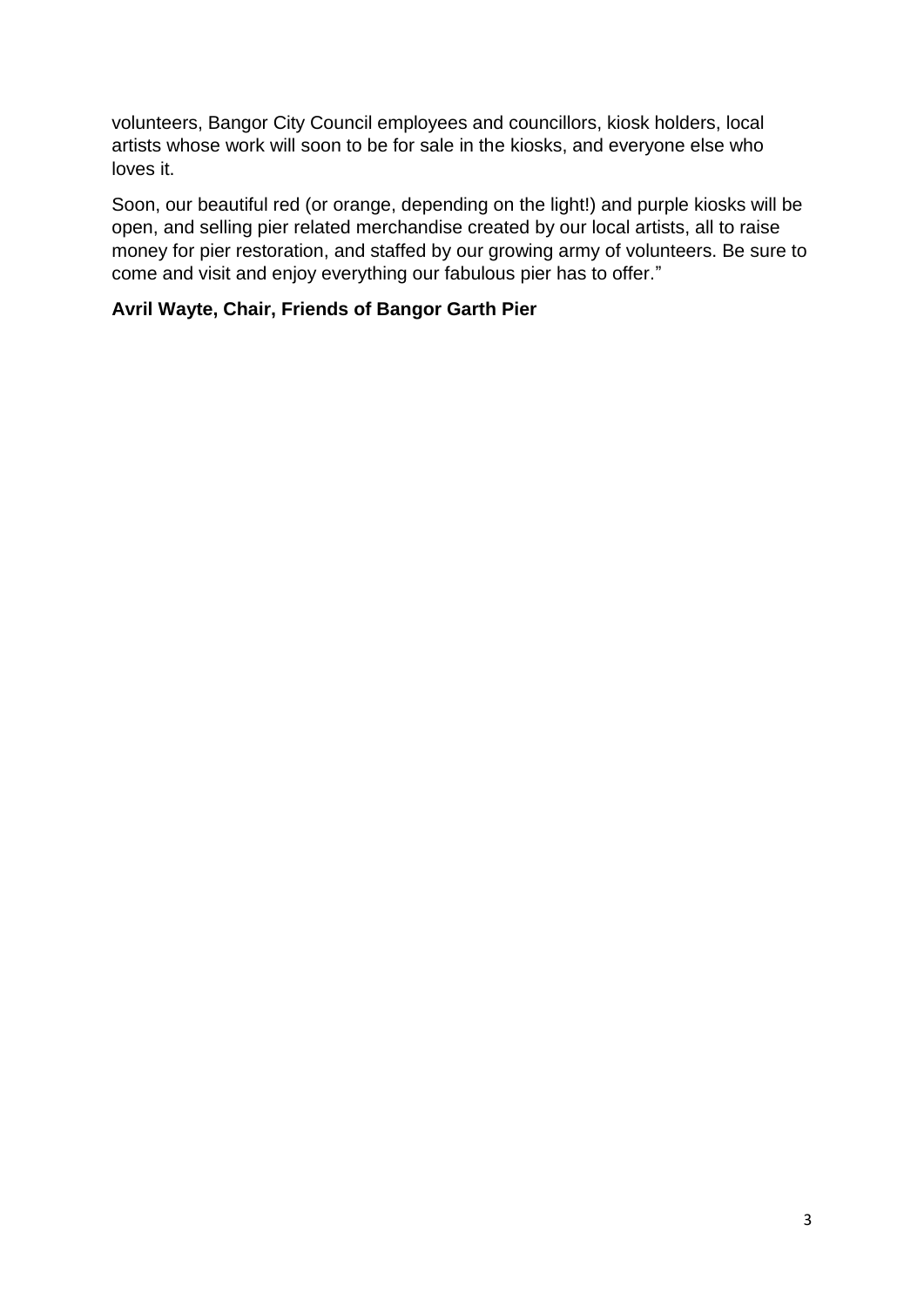volunteers, Bangor City Council employees and councillors, kiosk holders, local artists whose work will soon to be for sale in the kiosks, and everyone else who loves it.

Soon, our beautiful red (or orange, depending on the light!) and purple kiosks will be open, and selling pier related merchandise created by our local artists, all to raise money for pier restoration, and staffed by our growing army of volunteers. Be sure to come and visit and enjoy everything our fabulous pier has to offer."

**Avril Wayte, Chair, Friends of Bangor Garth Pier**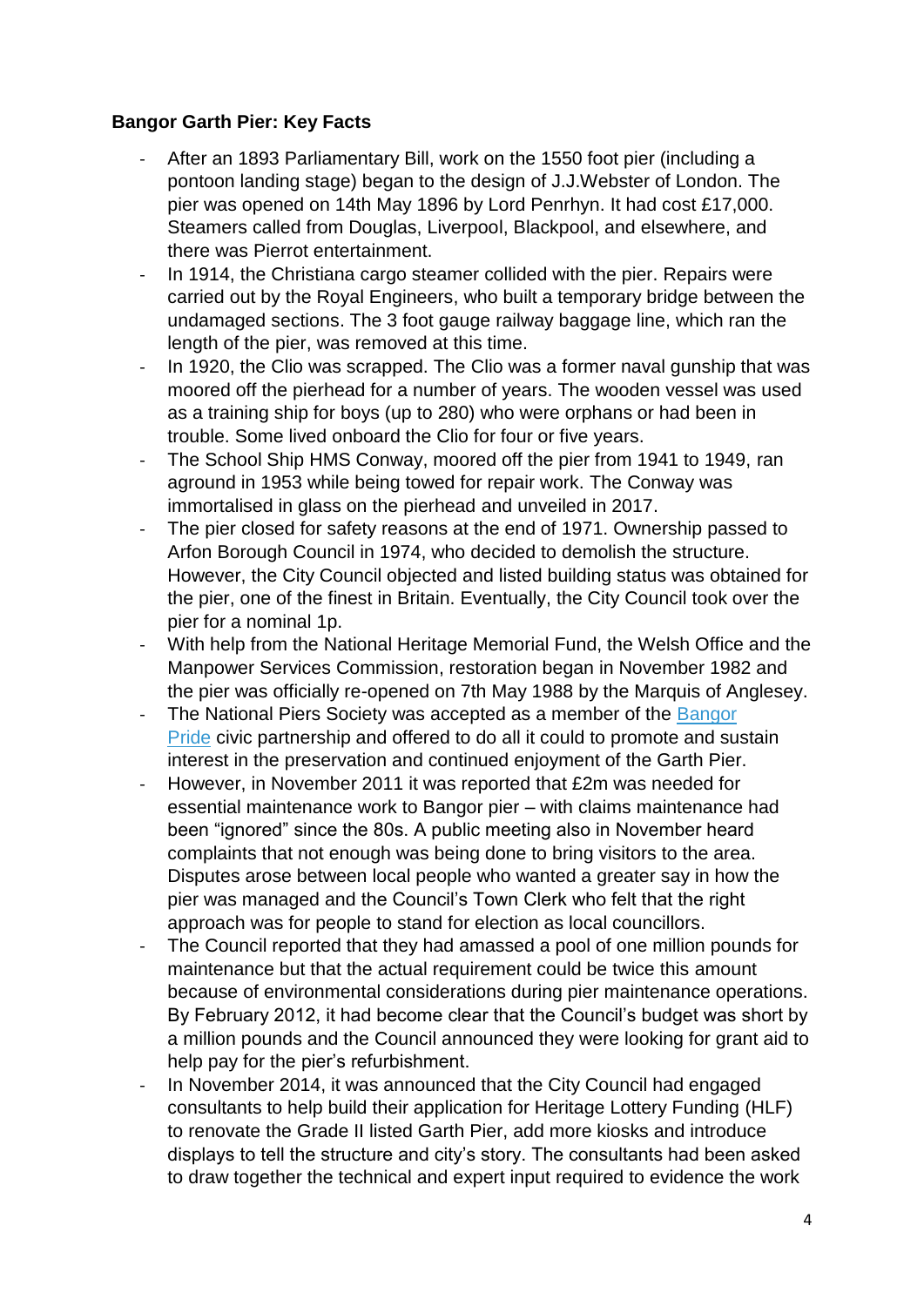**Bangor Garth Pier: Key Facts**

- After an 1893 Parliamentary Bill, work on the 1550 foot pier (including a pontoon landing stage) began to the design of J.J.Webster of London. The pier was opened on 14th May 1896 by Lord Penrhyn. It had cost £17,000. Steamers called from Douglas, Liverpool, Blackpool, and elsewhere, and there was Pierrot entertainment.
- In 1914, the Christiana cargo steamer collided with the pier. Repairs were carried out by the Royal Engineers, who built a temporary bridge between the undamaged sections. The 3 foot gauge railway baggage line, which ran the length of the pier, was removed at this time.
- In 1920, the Clio was scrapped. The Clio was a former naval gunship that was moored off the pierhead for a number of years. The wooden vessel was used as a training ship for boys (up to 280) who were orphans or had been in trouble. Some lived onboard the Clio for four or five years.
- The School Ship HMS Conway, moored off the pier from 1941 to 1949, ran aground in 1953 while being towed for repair work. The Conway was immortalised in glass on the pierhead and unveiled in 2017.
- The pier closed for safety reasons at the end of 1971. Ownership passed to Arfon Borough Council in 1974, who decided to demolish the structure. However, the City Council objected and listed building status was obtained for the pier, one of the finest in Britain. Eventually, the City Council took over the pier for a nominal 1p.
- With help from the National Heritage Memorial Fund, the Welsh Office and the Manpower Services Commission, restoration began in November 1982 and the pier was officially re-opened on 7th May 1988 by the Marquis of Anglesey.
- The National Piers Society was accepted as a member of the Bangor Pride civic partnership and offered to do all it could to promote and sustain interest in the preservation and continued enjoyment of the Garth Pier.
- However, in November 2011 it was reported that £2m was needed for essential maintenance work to Bangor pier – with claims maintenance had been "ignored" since the 80s. A public meeting also in November heard complaints that not enough was being done to bring visitors to the area. Disputes arose between local people who wanted a greater say in how the pier was managed and the Council's Town Clerk who felt that the right approach was for people to stand for election as local councillors.
- The Council reported that they had amassed a pool of one million pounds for maintenance but that the actual requirement could be twice this amount because of environmental considerations during pier maintenance operations. By February 2012, it had become clear that the Council's budget was short by a million pounds and the Council announced they were looking for grant aid to help pay for the pier's refurbishment.
- In November 2014, it was announced that the City Council had engaged consultants to help build their application for Heritage Lottery Funding (HLF) to renovate the Grade II listed Garth Pier, add more kiosks and introduce displays to tell the structure and city's story. The consultants had been asked to draw together the technical and expert input required to evidence the work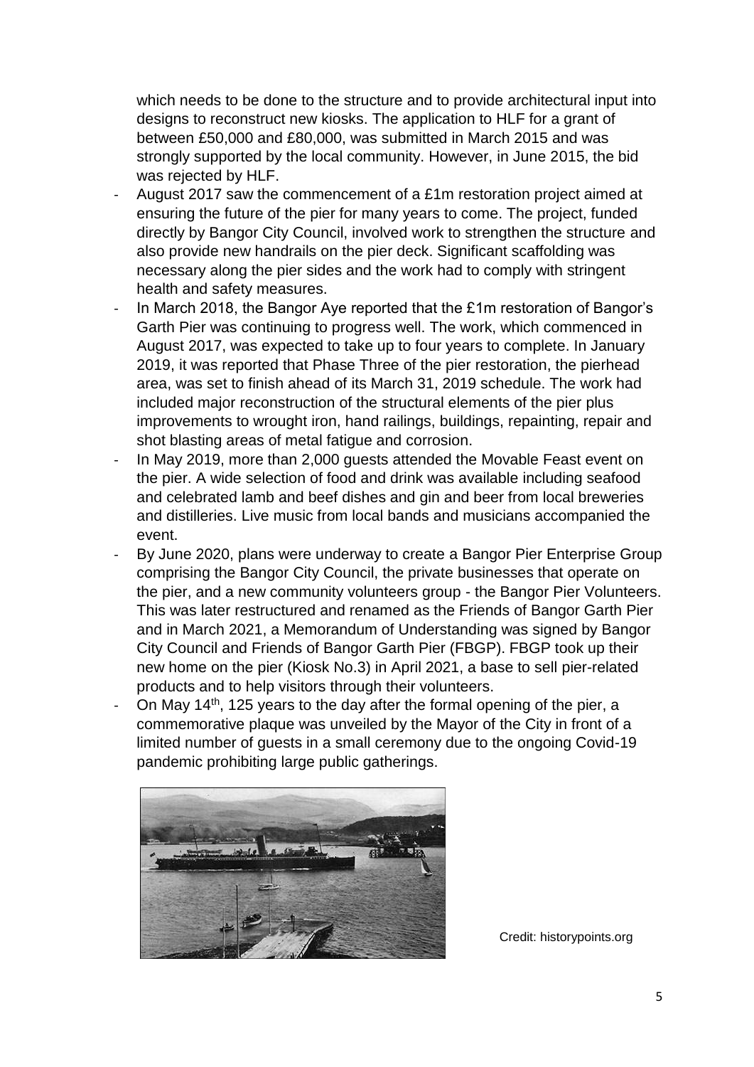which needs to be done to the structure and to provide architectural input into designs to reconstruct new kiosks. The application to HLF for a grant of between £50,000 and £80,000, was submitted in March 2015 and was strongly supported by the local community. However, in June 2015, the bid was rejected by HLF.

- August 2017 saw the commencement of a £1m restoration project aimed at ensuring the future of the pier for many years to come. The project, funded directly by Bangor City Council, involved work to strengthen the structure and also provide new handrails on the pier deck. Significant scaffolding was necessary along the pier sides and the work had to comply with stringent health and safety measures.
- In March 2018, the Bangor Aye reported that the £1m restoration of Bangor's Garth Pier was continuing to progress well. The work, which commenced in August 2017, was expected to take up to four years to complete. In January 2019, it was reported that Phase Three of the pier restoration, the pierhead area, was set to finish ahead of its March 31, 2019 schedule. The work had included major reconstruction of the structural elements of the pier plus improvements to wrought iron, hand railings, buildings, repainting, repair and shot blasting areas of metal fatigue and corrosion.
- In May 2019, more than 2,000 guests attended the Movable Feast event on the pier. A wide selection of food and drink was available including seafood and celebrated lamb and beef dishes and gin and beer from local breweries and distilleries. Live music from local bands and musicians accompanied the event.
- By June 2020, plans were underway to create a Bangor Pier Enterprise Group comprising the Bangor City Council, the private businesses that operate on the pier, and a new community volunteers group - the Bangor Pier Volunteers. This was later restructured and renamed as the Friends of Bangor Garth Pier and in March 2021, a Memorandum of Understanding was signed by Bangor City Council and Friends of Bangor Garth Pier (FBGP). FBGP took up their new home on the pier (Kiosk No.3) in April 2021, a base to sell pier-related products and to help visitors through their volunteers.
- On May 14th, 125 years to the day after the formal opening of the pier, a commemorative plaque was unveiled by the Mayor of the City in front of a limited number of guests in a small ceremony due to the ongoing Covid-19 pandemic prohibiting large public gatherings.

Credit: historypoints.org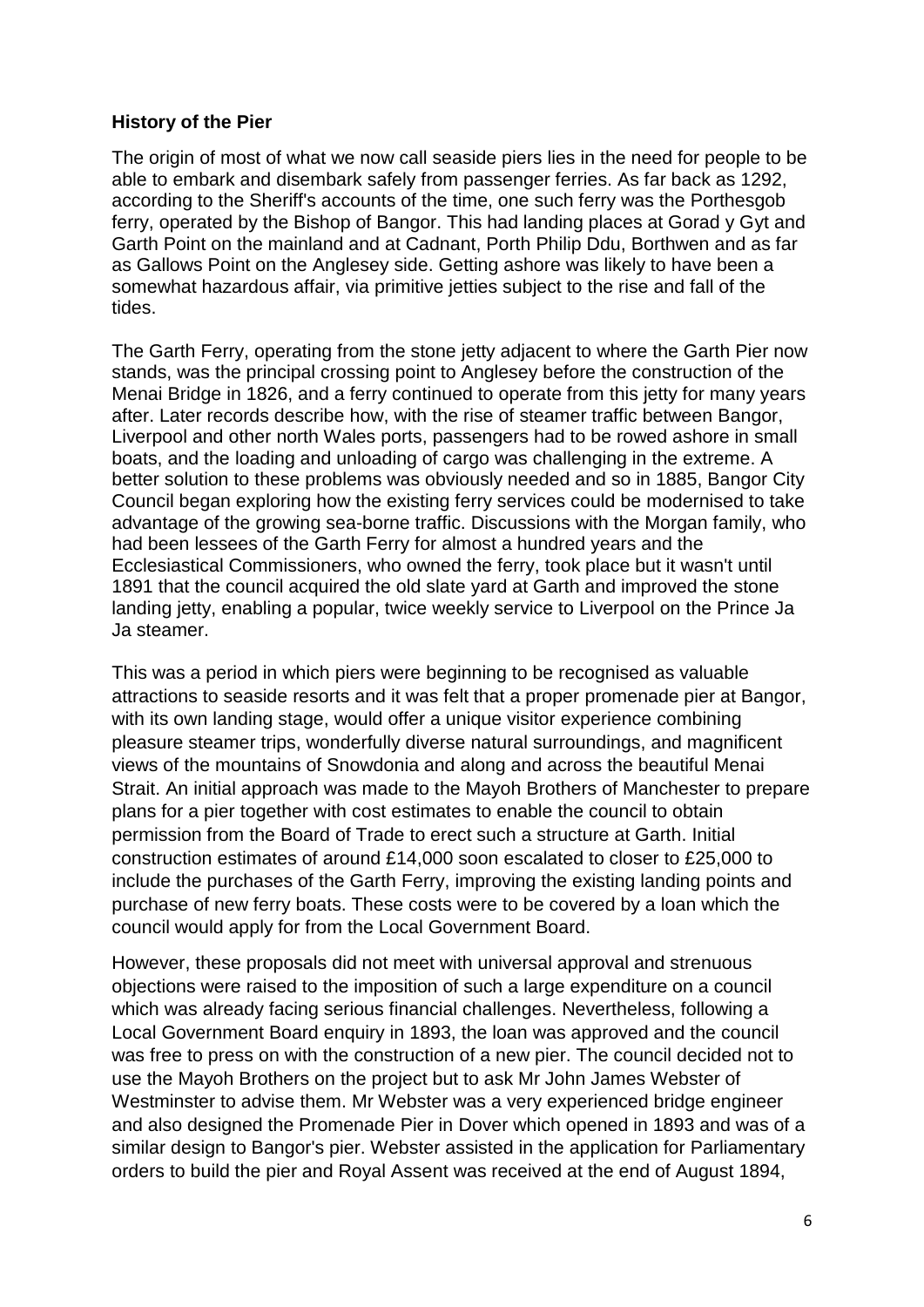**History of the Pier**

The origin of most of what we now call seaside piers lies in the need for people to be able to embark and disembark safely from passenger ferries. As far back as 1292, according to the Sheriff's accounts of the time, one such ferry was the Porthesgob ferry, operated by the Bishop of Bangor. This had landing places at Gorad y Gyt and Garth Point on the mainland and at Cadnant, Porth Philip Ddu, Borthwen and as far as Gallows Point on the Anglesey side. Getting ashore was likely to have been a somewhat hazardous affair, via primitive jetties subject to the rise and fall of the tides.

The Garth Ferry, operating from the stone jetty adjacent to where the Garth Pier now stands, was the principal crossing point to Anglesey before the construction of the Menai Bridge in 1826, and a ferry continued to operate from this jetty for many years after. Later records describe how, with the rise of steamer traffic between Bangor, Liverpool and other north Wales ports, passengers had to be rowed ashore in small boats, and the loading and unloading of cargo was challenging in the extreme. A better solution to these problems was obviously needed and so in 1885, Bangor City Council began exploring how the existing ferry services could be modernised to take advantage of the growing sea-borne traffic. Discussions with the Morgan family, who had been lessees of the Garth Ferry for almost a hundred years and the Ecclesiastical Commissioners, who owned the ferry, took place but it wasn't until 1891 that the council acquired the old slate yard at Garth and improved the stone landing jetty, enabling a popular, twice weekly service to Liverpool on the Prince Ja Ja steamer.

This was a period in which piers were beginning to be recognised as valuable attractions to seaside resorts and it was felt that a proper promenade pier at Bangor, with its own landing stage, would offer a unique visitor experience combining pleasure steamer trips, wonderfully diverse natural surroundings, and magnificent views of the mountains of Snowdonia and along and across the beautiful Menai Strait. An initial approach was made to the Mayoh Brothers of Manchester to prepare plans for a pier together with cost estimates to enable the council to obtain permission from the Board of Trade to erect such a structure at Garth. Initial construction estimates of around £14,000 soon escalated to closer to £25,000 to include the purchases of the Garth Ferry, improving the existing landing points and purchase of new ferry boats. These costs were to be covered by a loan which the council would apply for from the Local Government Board.

However, these proposals did not meet with universal approval and strenuous objections were raised to the imposition of such a large expenditure on a council which was already facing serious financial challenges. Nevertheless, following a Local Government Board enquiry in 1893, the loan was approved and the council was free to press on with the construction of a new pier. The council decided not to use the Mayoh Brothers on the project but to ask Mr John James Webster of Westminster to advise them. Mr Webster was a very experienced bridge engineer and also designed the Promenade Pier in Dover which opened in 1893 and was of a similar design to Bangor's pier. Webster assisted in the application for Parliamentary orders to build the pier and Royal Assent was received at the end of August 1894,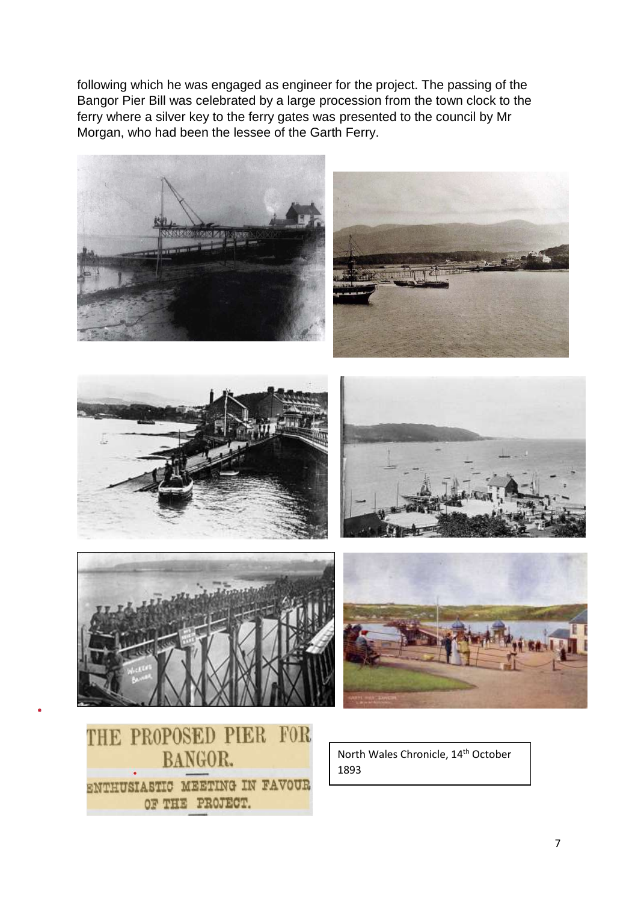following which he was engaged as engineer for the project. The passing of the Bangor Pier Bill was celebrated by a large procession from the town clock to the ferry where a silver key to the ferry gates was presented to the council by Mr Morgan, who had been the lessee of the Garth Ferry.

THE PROPOSED PIER FOR BANGOR.

ENTHUSIASTIC MEETING IN FAVOUR OF THE PROJECT.

North Wales Chronicle, 14th October 1893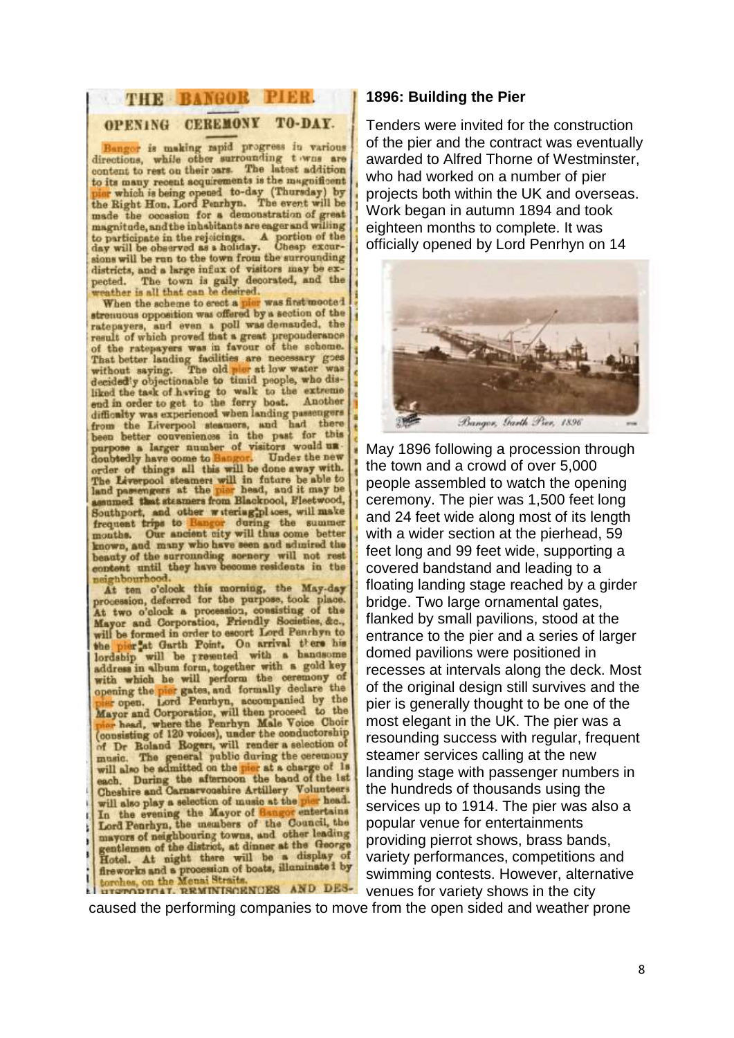# THE BANGOR PIER.

## OPENING CEREMONY TO-DAY.

Bangor is making rapid progress in various directions, while other surrounding towns are content to rest on their oars. The latest addition to its many recent acquirements is the magnificent pier which is being opened to-day (Thursday) by the Right Hon. Lord Penrhyn. The event will be made the occasion for a demonstration of great magnitude, and the inhabitants are eager and willing to participate in the rejoicings. A portion of the day will be observed as a holiday. Cheap excursions will be run to the town from the surrounding districts, and a large influx of visitors may be expected. The town is gaily decorated, and the weather is all that can be desired.

When the scheme to erect a pier was first mooted strenuous opposition was offered by a section of the ratepayers, and even a poll was demanded, the result of which proved that a great preponderance of the ratepayers was in favour of the scheme. That better landing facilities are necessary goes without saying. The old pier at low water was decidedly objectionable to timid people, who disliked the task of having to walk to the extreme end in order to get to the ferry boat. Another difficulty was experienced when landing passengers from the Liverpool steamers, and had there been better conveniences in the past for this purpose a larger number of visitors would undoubtedly have come to Bangor. Under the new order of things all this will be done away with. The Liverpool steamers will in future be able to land passengers at the pier head, and it may be assumed that steamers from Blackpool, Fleetwood, Southport, and other watering places, will make frequent trips to Bangor during the summer months. Our ancient city will thus come better known, and many who have seen and admired the beauty of the surrounding scenery will not rest content until they have become residents in the neighbourhood.

At ten o'clock this morning, the May-day procession, deferred for the purpose, took place. At two o'clock a procession, consisting of the Mayor and Corporation, Friendly Societies, &c., will be formed in order to escort Lord Penrhyn to the pier at Garth Point. On arrival there his lordship will be presented with a handsome address in album form, together with a gold key with which he will perform the ceremony of opening the pier gates, and formally declare the pier open. Lord Penrhyn, accompanied by the Mayor and Corporation, will then proceed to the pier head, where the Penrhyn Male Voice Choir (consisting of 120 voices), under the conductorship of Dr Roland Rogers, will render a selection of music. The general public during the ceremony will also be admitted on the pier at a charge of 1s each. During the afternoon the band of the 1st Cheshire and Carnarvonshire Artillery Volunteers will also play a selection of music at the pier head. In the evening the Mayor of Bangor entertains Lord Penrhyn, the members of the Council, the mayors of neighbouring towns, and other leading gentlemen of the district, at dinner at the George Hotel. At night there will be a display of fireworks and a procession of boats, illuminated by torches, on the Menai Straits.

HISTORICAL REMINISCENCES AND DES-

### 1896: Building the Pier

Tenders were invited for the construction of the pier and the contract was eventually awarded to Alfred Thorne of Westminster, who had worked on a number of pier projects both within the UK and overseas. Work began in autumn 1894 and took eighteen months to complete. It was officially opened by Lord Penrhyn on 14 May 1896 following a procession through the town and a crowd of over 5,000 people assembled to watch the opening ceremony. The pier was 1,500 feet long and 24 feet wide along most of its length with a wider section at the pierhead, 59 feet long and 99 feet wide, supporting a covered bandstand and leading to a floating landing stage reached by a girder bridge. Two large ornamental gates, flanked by small pavilions, stood at the entrance to the pier and a series of larger domed pavilions were positioned in recesses at intervals along the deck. Most of the original design still survives and the pier is generally thought to be one of the most elegant in the UK. The pier was a resounding success with regular, frequent steamer services calling at the new landing stage with passenger numbers in the hundreds of thousands using the services up to 1914. The pier was also a popular venue for entertainments providing pierrot shows, brass bands, variety performances, competitions and swimming contests. However, alternative venues for variety shows in the city caused the performing companies to move from the open sided and weather prone

*Bangor, Garth Pier, 1896*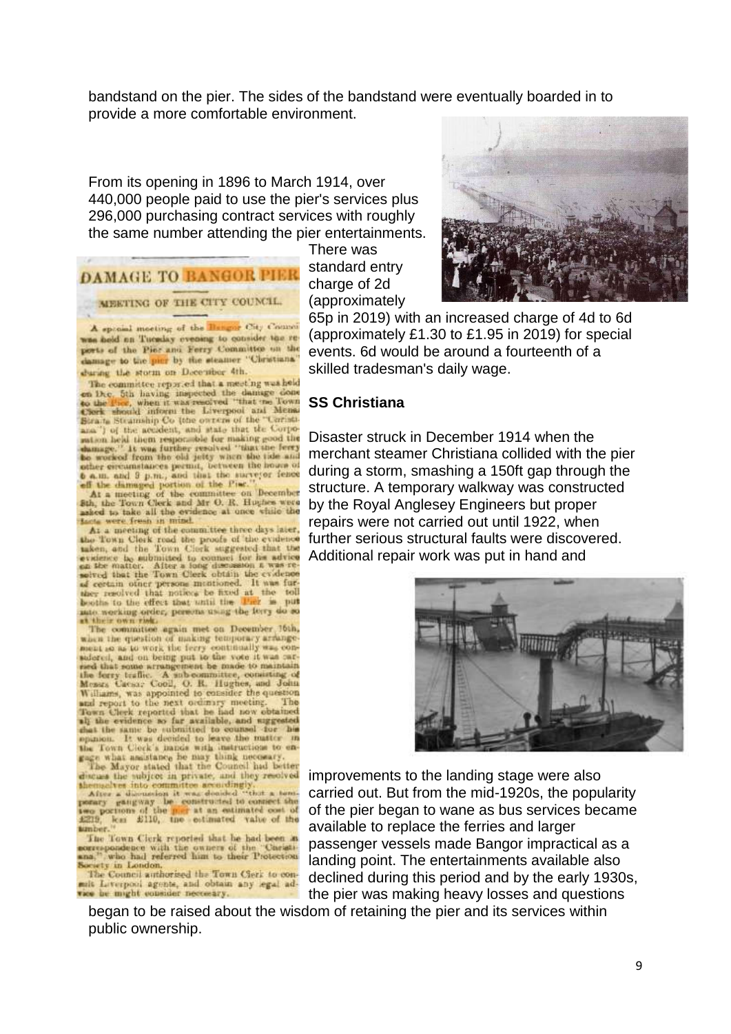bandstand on the pier. The sides of the bandstand were eventually boarded in to provide a more comfortable environment.

From its opening in 1896 to March 1914, over 440,000 people paid to use the pier's services plus 296,000 purchasing contract services with roughly the same number attending the pier entertainments. There was standard entry charge of 2d (approximately 65p in 2019) with an increased charge of 4d to 6d (approximately £1.30 to £1.95 in 2019) for special events. 6d would be around a fourteenth of a skilled tradesman's daily wage.

**SS Christiana**

Disaster struck in December 1914 when the merchant steamer Christiana collided with the pier during a storm, smashing a 150ft gap through the structure. A temporary walkway was constructed by the Royal Anglesey Engineers but proper repairs were not carried out until 1922, when further serious structural faults were discovered. Additional repair work was put in hand and improvements to the landing stage were also carried out. But from the mid-1920s, the popularity of the pier began to wane as bus services became available to replace the ferries and larger passenger vessels made Bangor impractical as a landing point. The entertainments available also declined during this period and by the early 1930s, the pier was making heavy losses and questions began to be raised about the wisdom of retaining the pier and its services within public ownership.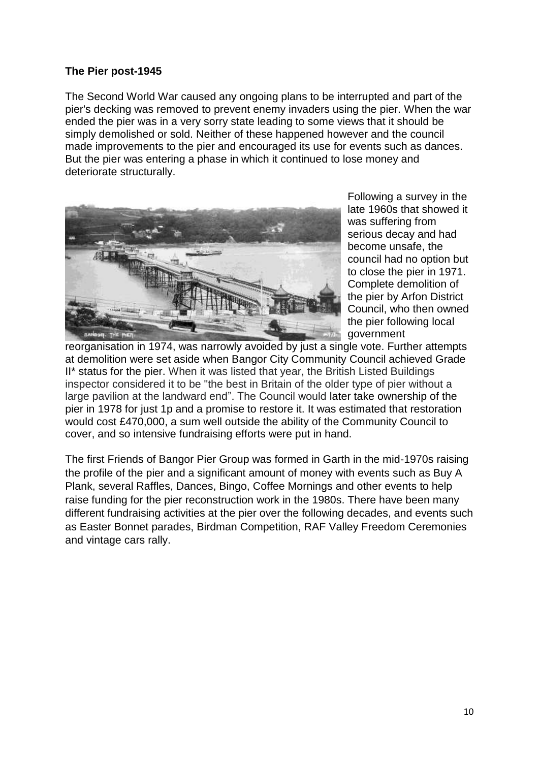**The Pier post-1945**

The Second World War caused any ongoing plans to be interrupted and part of the pier's decking was removed to prevent enemy invaders using the pier. When the war ended the pier was in a very sorry state leading to some views that it should be simply demolished or sold. Neither of these happened however and the council made improvements to the pier and encouraged its use for events such as dances. But the pier was entering a phase in which it continued to lose money and deteriorate structurally.

Following a survey in the late 1960s that showed it was suffering from serious decay and had become unsafe, the council had no option but to close the pier in 1971. Complete demolition of the pier by Arfon District Council, who then owned the pier following local government reorganisation in 1974, was narrowly avoided by just a single vote. Further attempts at demolition were set aside when Bangor City Community Council achieved Grade II* status for the pier. When it was listed that year, the British Listed Buildings inspector considered it to be "the best in Britain of the older type of pier without a large pavilion at the landward end". The Council would later take ownership of the pier in 1978 for just 1p and a promise to restore it. It was estimated that restoration would cost £470,000, a sum well outside the ability of the Community Council to cover, and so intensive fundraising efforts were put in hand.

The first Friends of Bangor Pier Group was formed in Garth in the mid-1970s raising the profile of the pier and a significant amount of money with events such as Buy A Plank, several Raffles, Dances, Bingo, Coffee Mornings and other events to help raise funding for the pier reconstruction work in the 1980s. There have been many different fundraising activities at the pier over the following decades, and events such as Easter Bonnet parades, Birdman Competition, RAF Valley Freedom Ceremonies and vintage cars rally.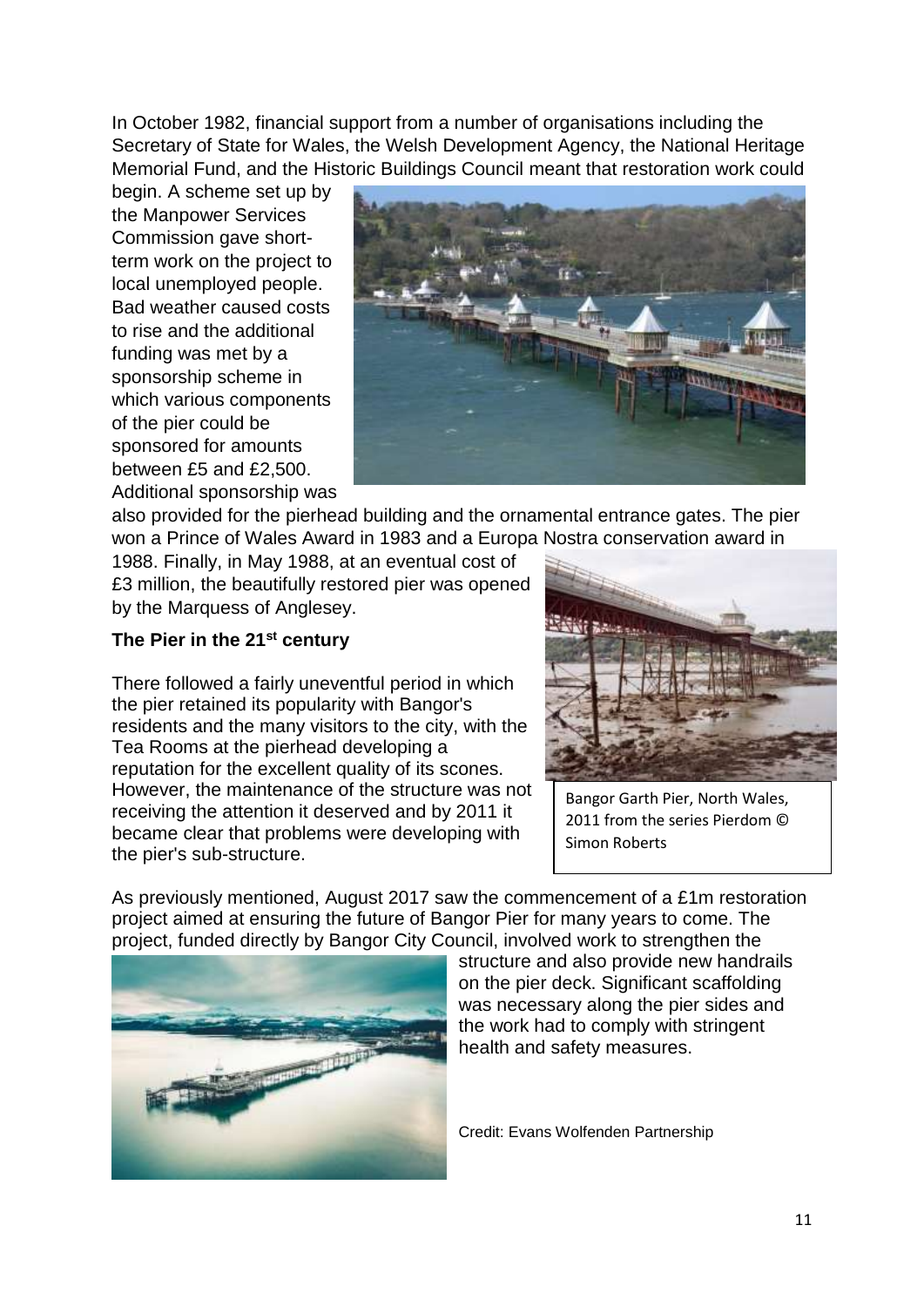In October 1982, financial support from a number of organisations including the Secretary of State for Wales, the Welsh Development Agency, the National Heritage Memorial Fund, and the Historic Buildings Council meant that restoration work could begin. A scheme set up by the Manpower Services Commission gave short-term work on the project to local unemployed people. Bad weather caused costs to rise and the additional funding was met by a sponsorship scheme in which various components of the pier could be sponsored for amounts between £5 and £2,500. Additional sponsorship was also provided for the pierhead building and the ornamental entrance gates. The pier won a Prince of Wales Award in 1983 and a Europa Nostra conservation award in 1988. Finally, in May 1988, at an eventual cost of £3 million, the beautifully restored pier was opened by the Marquess of Anglesey.

### The Pier in the 21st century

There followed a fairly uneventful period in which the pier retained its popularity with Bangor's residents and the many visitors to the city, with the Tea Rooms at the pierhead developing a reputation for the excellent quality of its scones. However, the maintenance of the structure was not receiving the attention it deserved and by 2011 it became clear that problems were developing with the pier's sub-structure.

Bangor Garth Pier, North Wales, 2011 from the series Pierdom © Simon Roberts

As previously mentioned, August 2017 saw the commencement of a £1m restoration project aimed at ensuring the future of Bangor Pier for many years to come. The project, funded directly by Bangor City Council, involved work to strengthen the structure and also provide new handrails on the pier deck. Significant scaffolding was necessary along the pier sides and the work had to comply with stringent health and safety measures.

Credit: Evans Wolfenden Partnership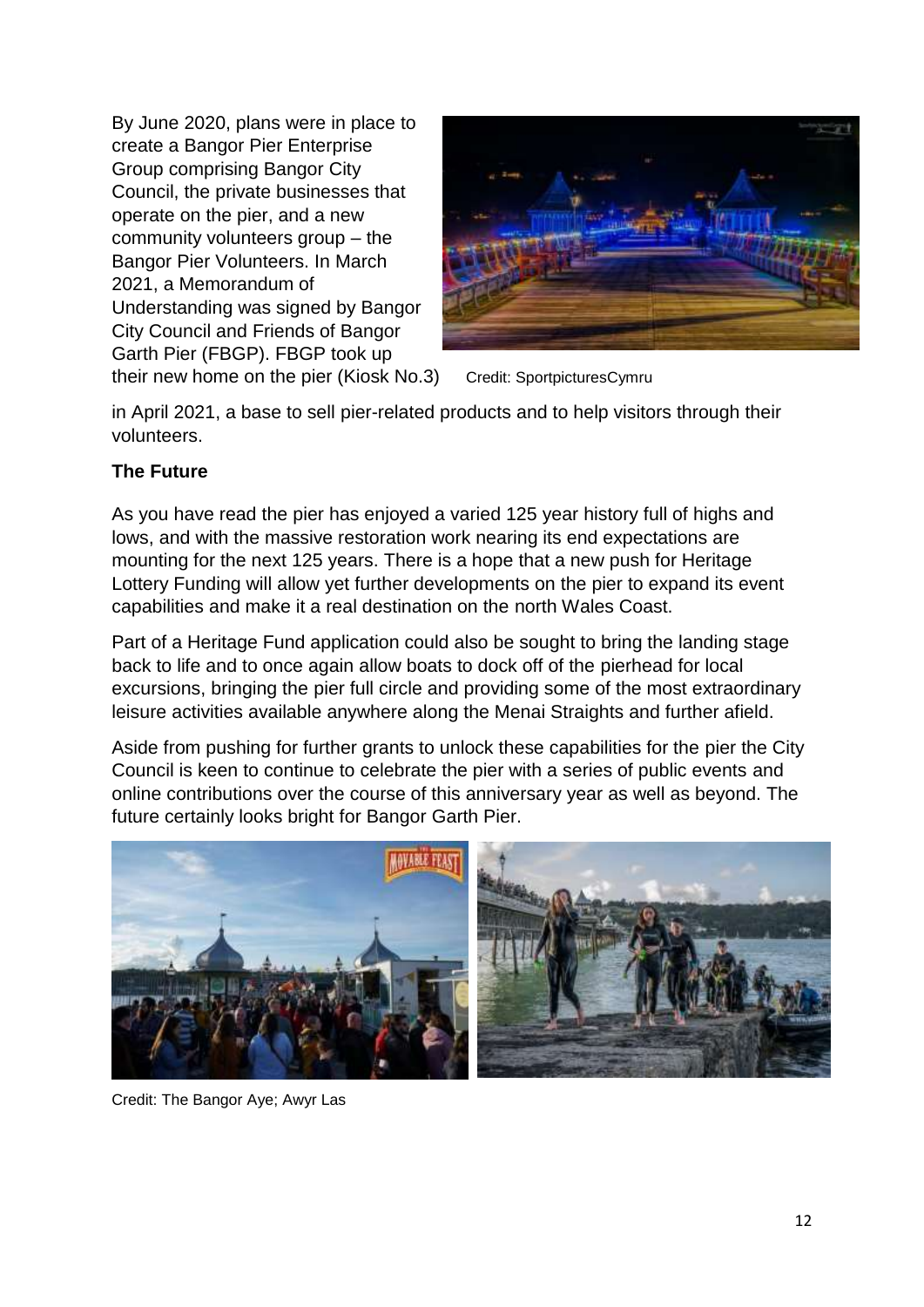By June 2020, plans were in place to create a Bangor Pier Enterprise Group comprising Bangor City Council, the private businesses that operate on the pier, and a new community volunteers group – the Bangor Pier Volunteers. In March 2021, a Memorandum of Understanding was signed by Bangor City Council and Friends of Bangor Garth Pier (FBGP). FBGP took up their new home on the pier (Kiosk No.3) in April 2021, a base to sell pier-related products and to help visitors through their volunteers.

Credit: SportpicturesCymru

**The Future**

As you have read the pier has enjoyed a varied 125 year history full of highs and lows, and with the massive restoration work nearing its end expectations are mounting for the next 125 years. There is a hope that a new push for Heritage Lottery Funding will allow yet further developments on the pier to expand its event capabilities and make it a real destination on the north Wales Coast.

Part of a Heritage Fund application could also be sought to bring the landing stage back to life and to once again allow boats to dock off of the pierhead for local excursions, bringing the pier full circle and providing some of the most extraordinary leisure activities available anywhere along the Menai Straights and further afield.

Aside from pushing for further grants to unlock these capabilities for the pier the City Council is keen to continue to celebrate the pier with a series of public events and online contributions over the course of this anniversary year as well as beyond. The future certainly looks bright for Bangor Garth Pier.

Credit: The Bangor Aye; Awyr Las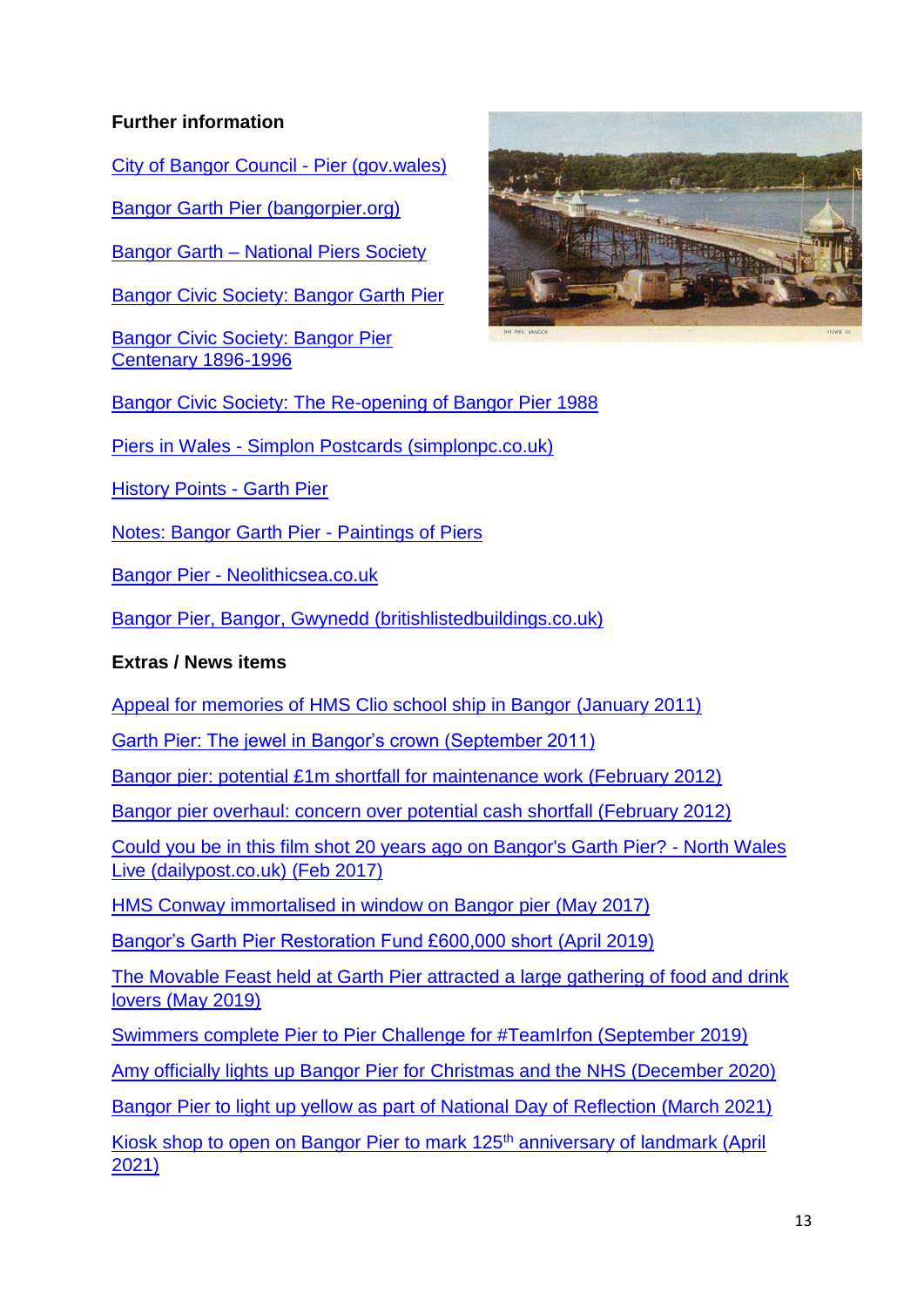**Further information**

City of Bangor Council - Pier (gov.wales)

Bangor Garth Pier (bangorpier.org)

Bangor Garth – National Piers Society

Bangor Civic Society: Bangor Garth Pier

Bangor Civic Society: Bangor Pier Centenary 1896-1996

Bangor Civic Society: The Re-opening of Bangor Pier 1988

Piers in Wales - Simplon Postcards (simplonpc.co.uk)

History Points - Garth Pier

Notes: Bangor Garth Pier - Paintings of Piers

Bangor Pier - Neolithicsea.co.uk

Bangor Pier, Bangor, Gwynedd (britishlistedbuildings.co.uk)

**Extras / News items**

Appeal for memories of HMS Clio school ship in Bangor (January 2011)

Garth Pier: The jewel in Bangor's crown (September 2011)

Bangor pier: potential £1m shortfall for maintenance work (February 2012)

Bangor pier overhaul: concern over potential cash shortfall (February 2012)

Could you be in this film shot 20 years ago on Bangor's Garth Pier? - North Wales Live (dailypost.co.uk) (Feb 2017)

HMS Conway immortalised in window on Bangor pier (May 2017)

Bangor's Garth Pier Restoration Fund £600,000 short (April 2019)

The Movable Feast held at Garth Pier attracted a large gathering of food and drink lovers (May 2019)

Swimmers complete Pier to Pier Challenge for #TeamIrfon (September 2019)

Amy officially lights up Bangor Pier for Christmas and the NHS (December 2020)

Bangor Pier to light up yellow as part of National Day of Reflection (March 2021)

Kiosk shop to open on Bangor Pier to mark 125th anniversary of landmark (April 2021)